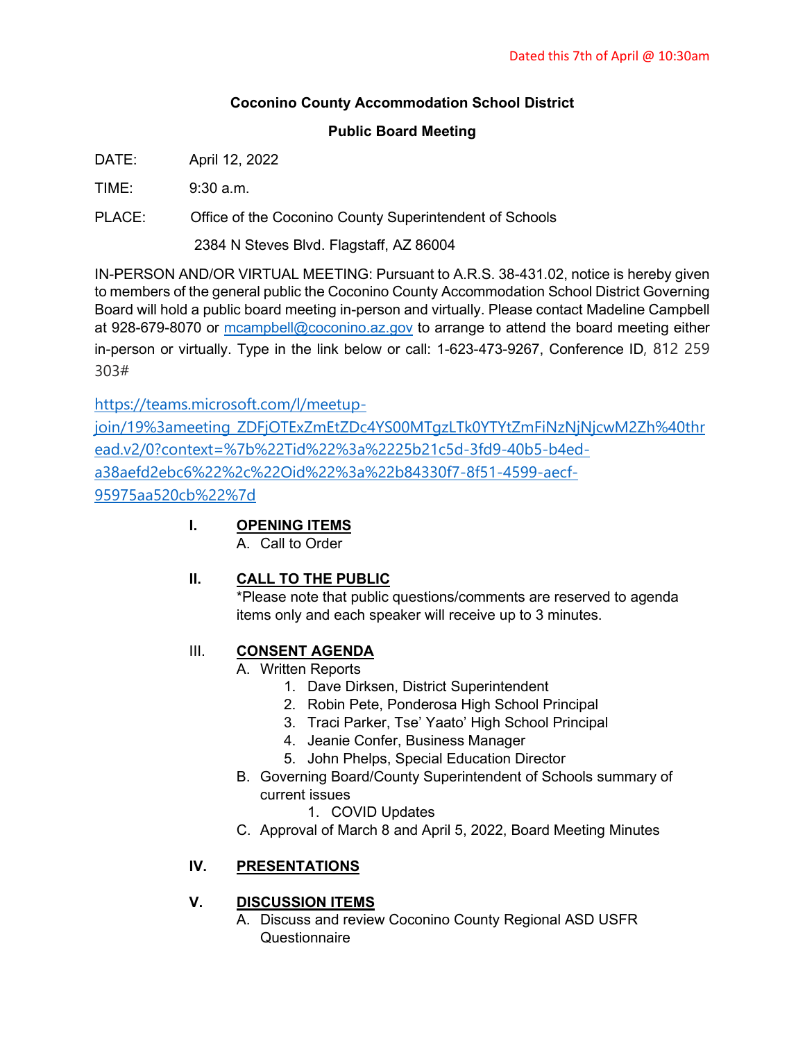Dated this 7th of April @ 10:30am

**Coconino County Accommodation School District**

**Public Board Meeting**

DATE: April 12, 2022

TIME: 9:30 a.m.

PLACE: Office of the Coconino County Superintendent of Schools
2384 N Steves Blvd. Flagstaff, AZ 86004

IN-PERSON AND/OR VIRTUAL MEETING: Pursuant to A.R.S. 38-431.02, notice is hereby given to members of the general public the Coconino County Accommodation School District Governing Board will hold a public board meeting in-person and virtually. Please contact Madeline Campbell at 928-679-8070 or mcampbell@coconino.az.gov to arrange to attend the board meeting either in-person or virtually. Type in the link below or call: 1-623-473-9267, Conference ID, 812 259 303#

https://teams.microsoft.com/l/meetup-join/19%3ameeting_ZDFjOTExZmEtZDc4YS00MTgzLTk0YTYtZmFiNzNjNjcwM2Zh%40thread.v2/0?context=%7b%22Tid%22%3a%2225b21c5d-3fd9-40b5-b4ed-a38aefd2ebc6%22%2c%22Oid%22%3a%22b84330f7-8f51-4599-aecf-95975aa520cb%22%7d

**I. OPENING ITEMS**

A. Call to Order

**II. CALL TO THE PUBLIC**

*Please note that public questions/comments are reserved to agenda items only and each speaker will receive up to 3 minutes.

**III. CONSENT AGENDA**

A. Written Reports
   1. Dave Dirksen, District Superintendent
   2. Robin Pete, Ponderosa High School Principal
   3. Traci Parker, Tse' Yaato' High School Principal
   4. Jeanie Confer, Business Manager
   5. John Phelps, Special Education Director

B. Governing Board/County Superintendent of Schools summary of current issues
   1. COVID Updates

C. Approval of March 8 and April 5, 2022, Board Meeting Minutes

**IV. PRESENTATIONS**

**V. DISCUSSION ITEMS**

A. Discuss and review Coconino County Regional ASD USFR Questionnaire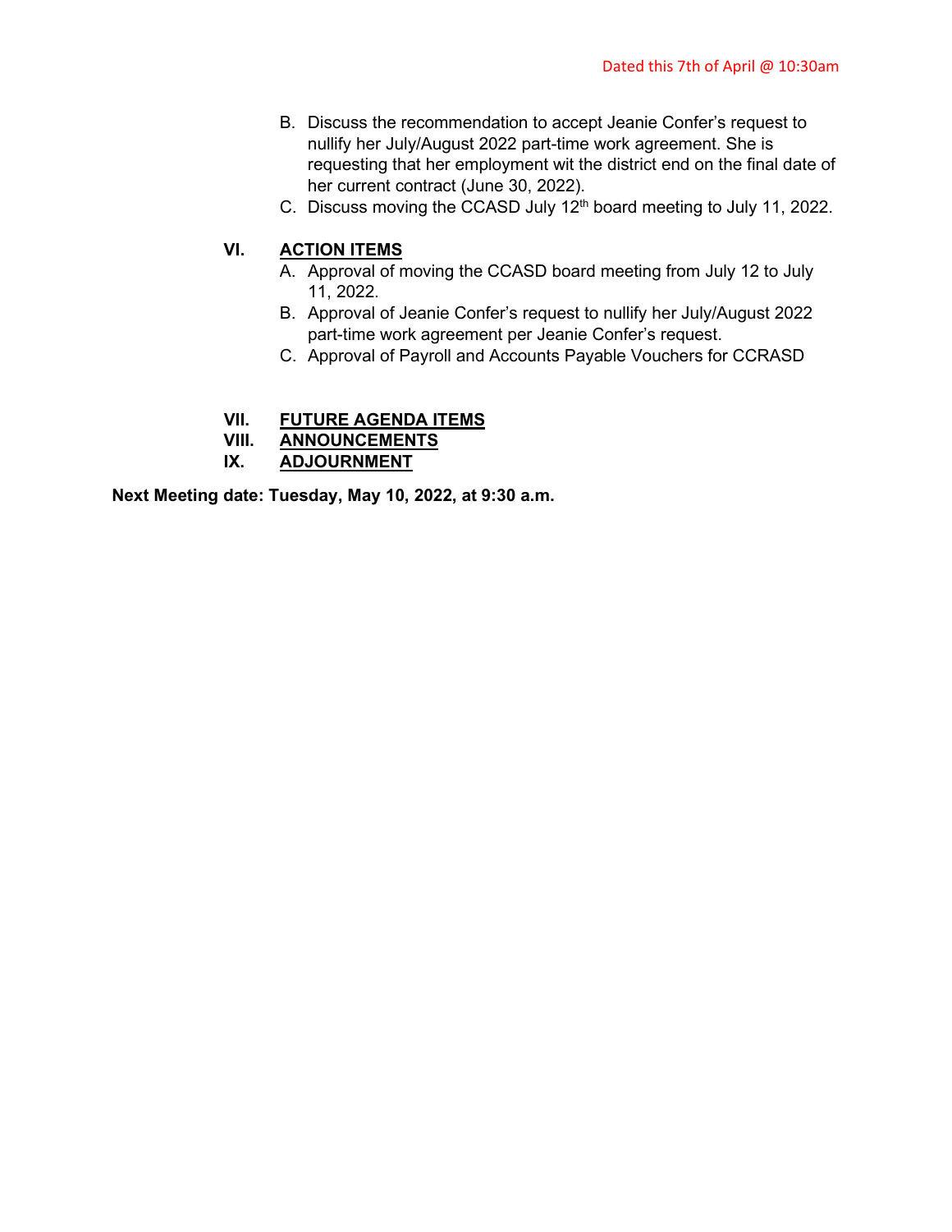Dated this 7th of April @ 10:30am

B. Discuss the recommendation to accept Jeanie Confer's request to nullify her July/August 2022 part-time work agreement. She is requesting that her employment wit the district end on the final date of her current contract (June 30, 2022).

C. Discuss moving the CCASD July 12th board meeting to July 11, 2022.

**VI. ACTION ITEMS**

A. Approval of moving the CCASD board meeting from July 12 to July 11, 2022.

B. Approval of Jeanie Confer's request to nullify her July/August 2022 part-time work agreement per Jeanie Confer's request.

C. Approval of Payroll and Accounts Payable Vouchers for CCRASD

**VII. FUTURE AGENDA ITEMS**

**VIII. ANNOUNCEMENTS**

**IX. ADJOURNMENT**

**Next Meeting date: Tuesday, May 10, 2022, at 9:30 a.m.**